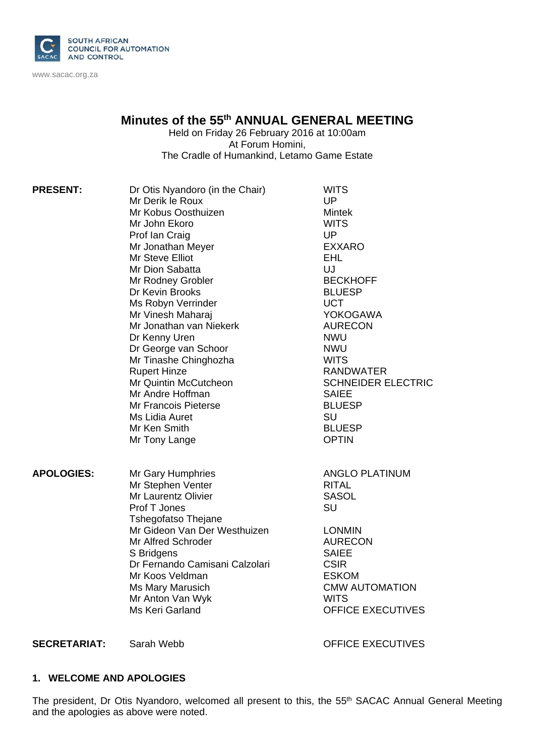SOUTH AFRICAN COUNCIL FOR AUTOMATION AND CONTROL

www.sacac.org.za

# Minutes of the 55th ANNUAL GENERAL MEETING

Held on Friday 26 February 2016 at 10:00am
At Forum Homini,
The Cradle of Humankind, Letamo Game Estate

| | | |
|---|---|---|
| **PRESENT:** | Dr Otis Nyandoro (in the Chair) | WITS |
| | Mr Derik le Roux | UP |
| | Mr Kobus Oosthuizen | Mintek |
| | Mr John Ekoro | WITS |
| | Prof Ian Craig | UP |
| | Mr Jonathan Meyer | EXXARO |
| | Mr Steve Elliot | EHL |
| | Mr Dion Sabatta | UJ |
| | Mr Rodney Grobler | BECKHOFF |
| | Dr Kevin Brooks | BLUESP |
| | Ms Robyn Verrinder | UCT |
| | Mr Vinesh Maharaj | YOKOGAWA |
| | Mr Jonathan van Niekerk | AURECON |
| | Dr Kenny Uren | NWU |
| | Dr George van Schoor | NWU |
| | Mr Tinashe Chinghozha | WITS |
| | Rupert Hinze | RANDWATER |
| | Mr Quintin McCutcheon | SCHNEIDER ELECTRIC |
| | Mr Andre Hoffman | SAIEE |
| | Mr Francois Pieterse | BLUESP |
| | Ms Lidia Auret | SU |
| | Mr Ken Smith | BLUESP |
| | Mr Tony Lange | OPTIN |
| **APOLOGIES:** | Mr Gary Humphries | ANGLO PLATINUM |
| | Mr Stephen Venter | RITAL |
| | Mr Laurentz Olivier | SASOL |
| | Prof T Jones | SU |
| | Tshegofatso Thejane | |
| | Mr Gideon Van Der Westhuizen | LONMIN |
| | Mr Alfred Schroder | AURECON |
| | S Bridgens | SAIEE |
| | Dr Fernando Camisani Calzolari | CSIR |
| | Mr Koos Veldman | ESKOM |
| | Ms Mary Marusich | CMW AUTOMATION |
| | Mr Anton Van Wyk | WITS |
| | Ms Keri Garland | OFFICE EXECUTIVES |
| **SECRETARIAT:** | Sarah Webb | OFFICE EXECUTIVES |

## 1. WELCOME AND APOLOGIES

The president, Dr Otis Nyandoro, welcomed all present to this, the 55th SACAC Annual General Meeting and the apologies as above were noted.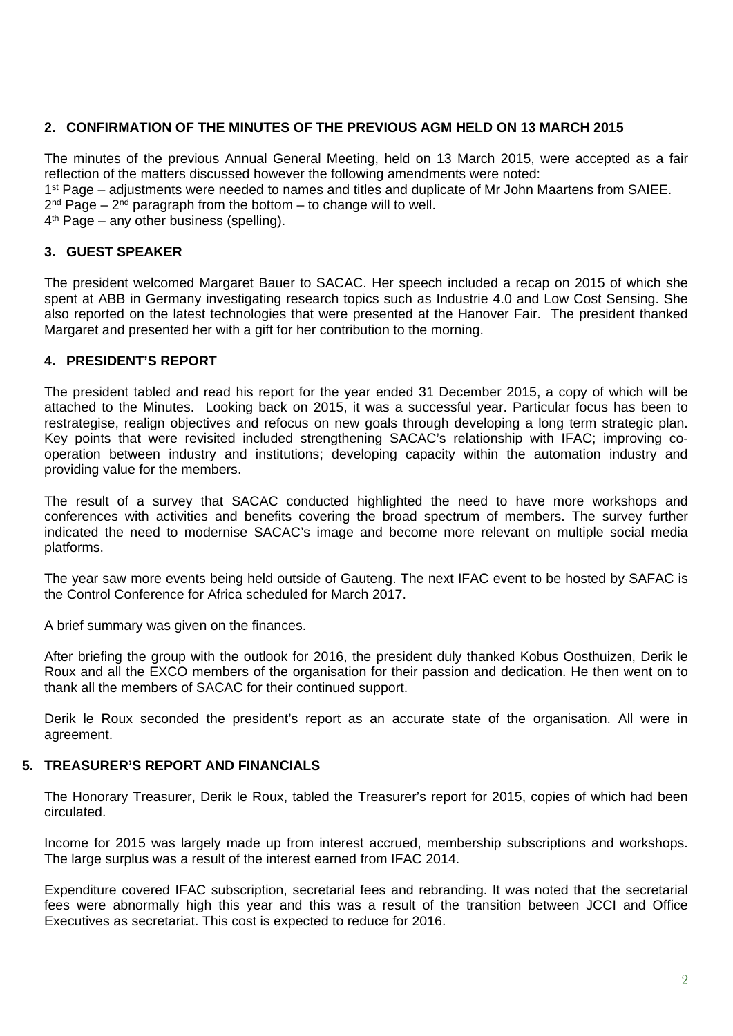## 2. CONFIRMATION OF THE MINUTES OF THE PREVIOUS AGM HELD ON 13 MARCH 2015

The minutes of the previous Annual General Meeting, held on 13 March 2015, were accepted as a fair reflection of the matters discussed however the following amendments were noted:
1st Page – adjustments were needed to names and titles and duplicate of Mr John Maartens from SAIEE.
2nd Page – 2nd paragraph from the bottom – to change will to well.
4th Page – any other business (spelling).

## 3. GUEST SPEAKER

The president welcomed Margaret Bauer to SACAC. Her speech included a recap on 2015 of which she spent at ABB in Germany investigating research topics such as Industrie 4.0 and Low Cost Sensing. She also reported on the latest technologies that were presented at the Hanover Fair. The president thanked Margaret and presented her with a gift for her contribution to the morning.

## 4. PRESIDENT'S REPORT

The president tabled and read his report for the year ended 31 December 2015, a copy of which will be attached to the Minutes. Looking back on 2015, it was a successful year. Particular focus has been to restrategise, realign objectives and refocus on new goals through developing a long term strategic plan. Key points that were revisited included strengthening SACAC's relationship with IFAC; improving co-operation between industry and institutions; developing capacity within the automation industry and providing value for the members.

The result of a survey that SACAC conducted highlighted the need to have more workshops and conferences with activities and benefits covering the broad spectrum of members. The survey further indicated the need to modernise SACAC's image and become more relevant on multiple social media platforms.

The year saw more events being held outside of Gauteng. The next IFAC event to be hosted by SAFAC is the Control Conference for Africa scheduled for March 2017.

A brief summary was given on the finances.

After briefing the group with the outlook for 2016, the president duly thanked Kobus Oosthuizen, Derik le Roux and all the EXCO members of the organisation for their passion and dedication. He then went on to thank all the members of SACAC for their continued support.

Derik le Roux seconded the president's report as an accurate state of the organisation. All were in agreement.

## 5. TREASURER'S REPORT AND FINANCIALS

The Honorary Treasurer, Derik le Roux, tabled the Treasurer's report for 2015, copies of which had been circulated.

Income for 2015 was largely made up from interest accrued, membership subscriptions and workshops. The large surplus was a result of the interest earned from IFAC 2014.

Expenditure covered IFAC subscription, secretarial fees and rebranding. It was noted that the secretarial fees were abnormally high this year and this was a result of the transition between JCCI and Office Executives as secretariat. This cost is expected to reduce for 2016.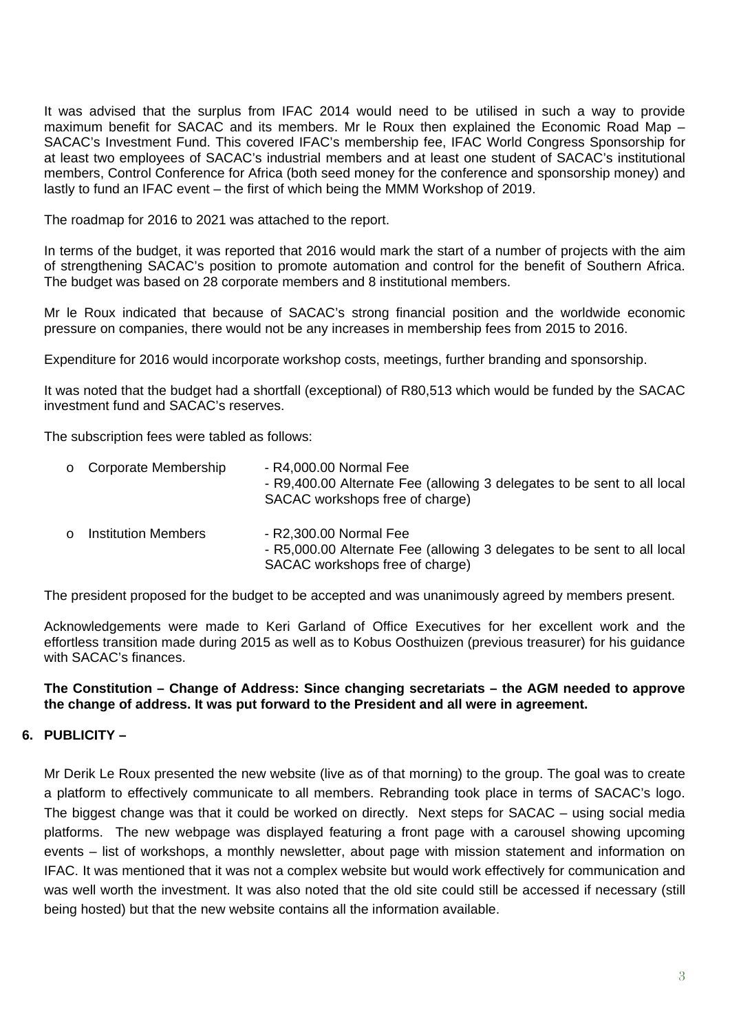It was advised that the surplus from IFAC 2014 would need to be utilised in such a way to provide maximum benefit for SACAC and its members. Mr le Roux then explained the Economic Road Map – SACAC's Investment Fund. This covered IFAC's membership fee, IFAC World Congress Sponsorship for at least two employees of SACAC's industrial members and at least one student of SACAC's institutional members, Control Conference for Africa (both seed money for the conference and sponsorship money) and lastly to fund an IFAC event – the first of which being the MMM Workshop of 2019.

The roadmap for 2016 to 2021 was attached to the report.

In terms of the budget, it was reported that 2016 would mark the start of a number of projects with the aim of strengthening SACAC's position to promote automation and control for the benefit of Southern Africa. The budget was based on 28 corporate members and 8 institutional members.

Mr le Roux indicated that because of SACAC's strong financial position and the worldwide economic pressure on companies, there would not be any increases in membership fees from 2015 to 2016.

Expenditure for 2016 would incorporate workshop costs, meetings, further branding and sponsorship.

It was noted that the budget had a shortfall (exceptional) of R80,513 which would be funded by the SACAC investment fund and SACAC's reserves.

The subscription fees were tabled as follows:

- Corporate Membership
  - R4,000.00 Normal Fee
  - R9,400.00 Alternate Fee (allowing 3 delegates to be sent to all local SACAC workshops free of charge)
- Institution Members
  - R2,300.00 Normal Fee
  - R5,000.00 Alternate Fee (allowing 3 delegates to be sent to all local SACAC workshops free of charge)

The president proposed for the budget to be accepted and was unanimously agreed by members present.

Acknowledgements were made to Keri Garland of Office Executives for her excellent work and the effortless transition made during 2015 as well as to Kobus Oosthuizen (previous treasurer) for his guidance with SACAC's finances.

**The Constitution – Change of Address: Since changing secretariats – the AGM needed to approve the change of address. It was put forward to the President and all were in agreement.**

## 6. PUBLICITY –

Mr Derik Le Roux presented the new website (live as of that morning) to the group. The goal was to create a platform to effectively communicate to all members. Rebranding took place in terms of SACAC's logo. The biggest change was that it could be worked on directly. Next steps for SACAC – using social media platforms. The new webpage was displayed featuring a front page with a carousel showing upcoming events – list of workshops, a monthly newsletter, about page with mission statement and information on IFAC. It was mentioned that it was not a complex website but would work effectively for communication and was well worth the investment. It was also noted that the old site could still be accessed if necessary (still being hosted) but that the new website contains all the information available.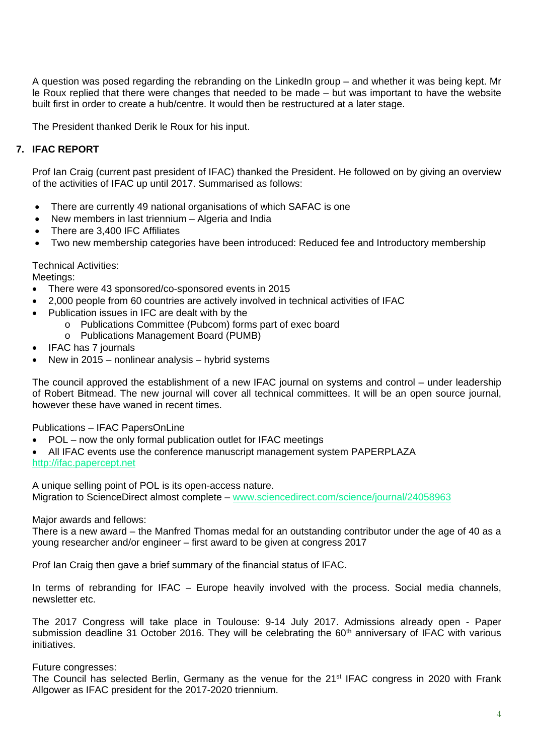A question was posed regarding the rebranding on the LinkedIn group – and whether it was being kept. Mr le Roux replied that there were changes that needed to be made – but was important to have the website built first in order to create a hub/centre. It would then be restructured at a later stage.

The President thanked Derik le Roux for his input.

## 7. IFAC REPORT

Prof Ian Craig (current past president of IFAC) thanked the President. He followed on by giving an overview of the activities of IFAC up until 2017. Summarised as follows:

- There are currently 49 national organisations of which SAFAC is one
- New members in last triennium – Algeria and India
- There are 3,400 IFC Affiliates
- Two new membership categories have been introduced: Reduced fee and Introductory membership

Technical Activities:
Meetings:

- There were 43 sponsored/co-sponsored events in 2015
- 2,000 people from 60 countries are actively involved in technical activities of IFAC
- Publication issues in IFC are dealt with by the
    - Publications Committee (Pubcom) forms part of exec board
    - Publications Management Board (PUMB)
- IFAC has 7 journals
- New in 2015 – nonlinear analysis – hybrid systems

The council approved the establishment of a new IFAC journal on systems and control – under leadership of Robert Bitmead. The new journal will cover all technical committees. It will be an open source journal, however these have waned in recent times.

Publications – IFAC PapersOnLine

- POL – now the only formal publication outlet for IFAC meetings
- All IFAC events use the conference manuscript management system PAPERPLAZA

http://ifac.papercept.net

A unique selling point of POL is its open-access nature.
Migration to ScienceDirect almost complete – www.sciencedirect.com/science/journal/24058963

Major awards and fellows:
There is a new award – the Manfred Thomas medal for an outstanding contributor under the age of 40 as a young researcher and/or engineer – first award to be given at congress 2017

Prof Ian Craig then gave a brief summary of the financial status of IFAC.

In terms of rebranding for IFAC – Europe heavily involved with the process. Social media channels, newsletter etc.

The 2017 Congress will take place in Toulouse: 9-14 July 2017. Admissions already open - Paper submission deadline 31 October 2016. They will be celebrating the 60th anniversary of IFAC with various initiatives.

Future congresses:
The Council has selected Berlin, Germany as the venue for the 21st IFAC congress in 2020 with Frank Allgower as IFAC president for the 2017-2020 triennium.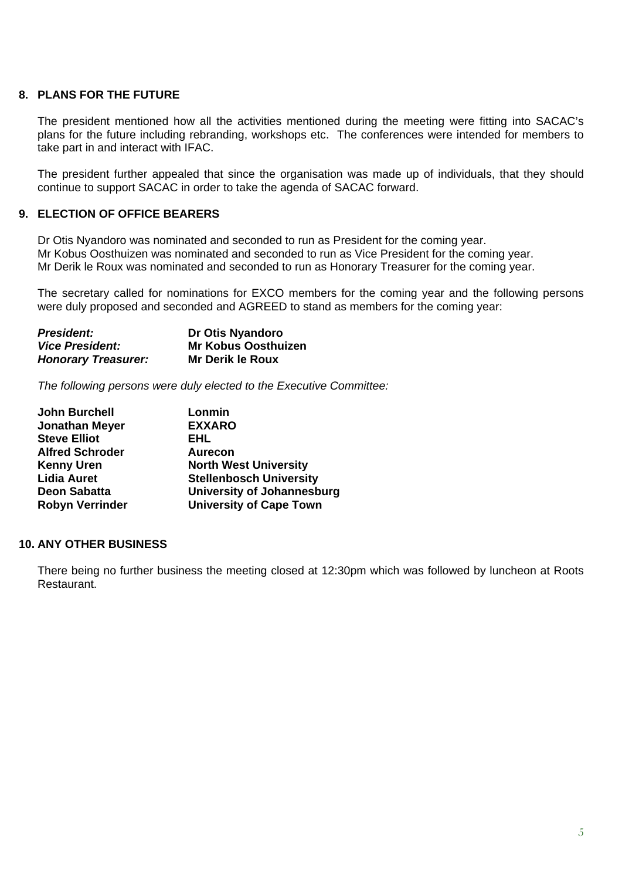## 8. PLANS FOR THE FUTURE

The president mentioned how all the activities mentioned during the meeting were fitting into SACAC's plans for the future including rebranding, workshops etc. The conferences were intended for members to take part in and interact with IFAC.

The president further appealed that since the organisation was made up of individuals, that they should continue to support SACAC in order to take the agenda of SACAC forward.

## 9. ELECTION OF OFFICE BEARERS

Dr Otis Nyandoro was nominated and seconded to run as President for the coming year.
Mr Kobus Oosthuizen was nominated and seconded to run as Vice President for the coming year.
Mr Derik le Roux was nominated and seconded to run as Honorary Treasurer for the coming year.

The secretary called for nominations for EXCO members for the coming year and the following persons were duly proposed and seconded and AGREED to stand as members for the coming year:

| | |
|---|---|
| ***President:*** | **Dr Otis Nyandoro** |
| ***Vice President:*** | **Mr Kobus Oosthuizen** |
| ***Honorary Treasurer:*** | **Mr Derik le Roux** |

*The following persons were duly elected to the Executive Committee:*

| | |
|---|---|
| **John Burchell** | **Lonmin** |
| **Jonathan Meyer** | **EXXARO** |
| **Steve Elliot** | **EHL** |
| **Alfred Schroder** | **Aurecon** |
| **Kenny Uren** | **North West University** |
| **Lidia Auret** | **Stellenbosch University** |
| **Deon Sabatta** | **University of Johannesburg** |
| **Robyn Verrinder** | **University of Cape Town** |

## 10. ANY OTHER BUSINESS

There being no further business the meeting closed at 12:30pm which was followed by luncheon at Roots Restaurant.